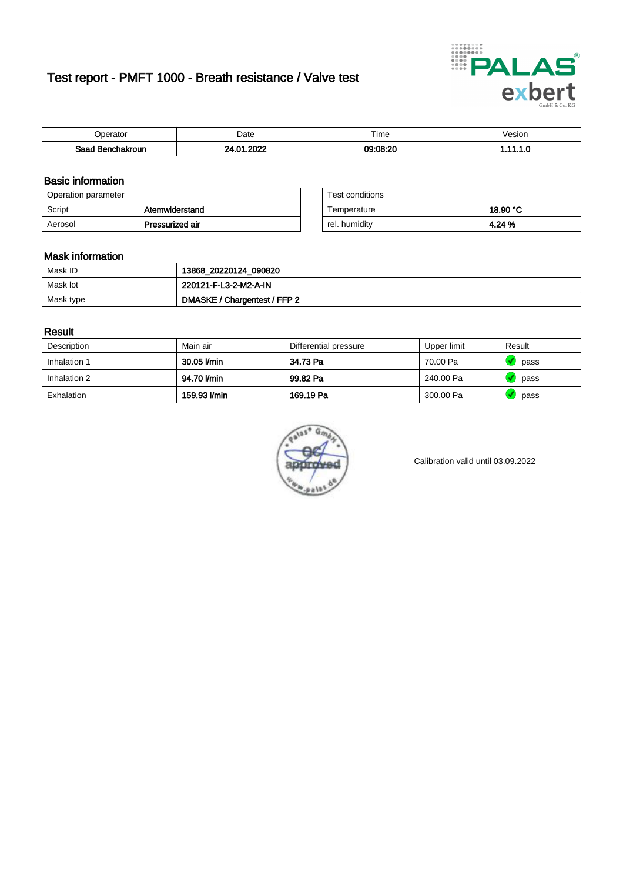# Test report - PMFT 1000 - Breath resistance / Valve test

| Operator | Date | Time | Vesion |
|---|---|---|---|
| **Saad Benchakroun** | **24.01.2022** | **09:08:20** | **1.11.1.0** |

## Basic information

| Operation parameter | |
|---|---|
| Script | **Atemwiderstand** |
| Aerosol | **Pressurized air** |

| Test conditions | |
|---|---|
| Temperature | **18.90 °C** |
| rel. humidity | **4.24 %** |

## Mask information

| | |
|---|---|
| Mask ID | **13868_20220124_090820** |
| Mask lot | **220121-F-L3-2-M2-A-IN** |
| Mask type | **DMASKE / Chargentest / FFP 2** |

## Result

| Description | Main air | Differential pressure | Upper limit | Result |
|---|---|---|---|---|
| Inhalation 1 | **30.05 l/min** | **34.73 Pa** | 70.00 Pa | pass |
| Inhalation 2 | **94.70 l/min** | **99.82 Pa** | 240.00 Pa | pass |
| Exhalation | **159.93 l/min** | **169.19 Pa** | 300.00 Pa | pass |

Calibration valid until 03.09.2022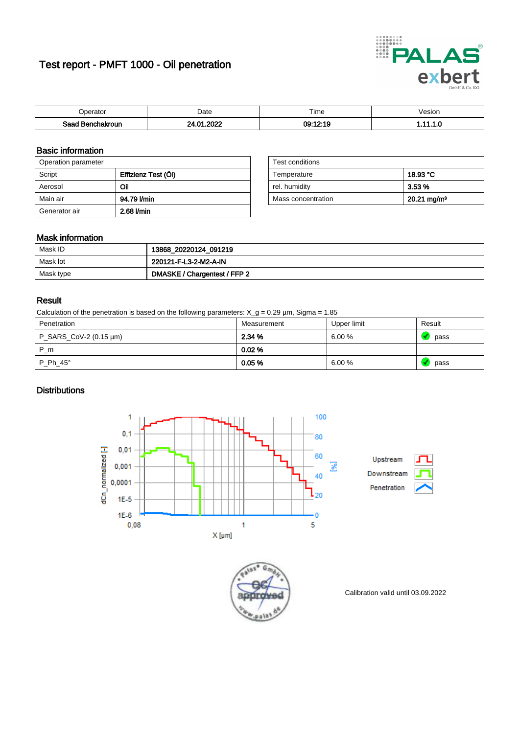# Test report - PMFT 1000 - Oil penetration

| Operator | Date | Time | Vesion |
|---|---|---|---|
| **Saad Benchakroun** | **24.01.2022** | **09:12:19** | **1.11.1.0** |

## Basic information

| Operation parameter | |
|---|---|
| Script | **Effizienz Test (Öl)** |
| Aerosol | **Oil** |
| Main air | **94.79 l/min** |
| Generator air | **2.68 l/min** |

| Test conditions | |
|---|---|
| Temperature | **18.93 °C** |
| rel. humidity | **3.53 %** |
| Mass concentration | **20.21 mg/m³** |

## Mask information

| | |
|---|---|
| Mask ID | **13868_20220124_091219** |
| Mask lot | **220121-F-L3-2-M2-A-IN** |
| Mask type | **DMASKE / Chargentest / FFP 2** |

## Result

Calculation of the penetration is based on the following parameters: X_g = 0.29 µm, Sigma = 1.85

| Penetration | Measurement | Upper limit | Result |
|---|---|---|---|
| P_SARS_CoV-2 (0.15 µm) | **2.34 %** | 6.00 % | pass |
| P_m | **0.02 %** | | |
| P_Ph_45° | **0.05 %** | 6.00 % | pass |

## Distributions

dCn_normalized [-]
1
0,1
0,01
0,001
0,0001
1E-5
1E-6
0,08
1
5
X [µm]
[%]
100
80
60
40
20
0
Upstream
Downstream
Penetration

QC approved
Palas® GmbH
www.palas.de

Calibration valid until 03.09.2022